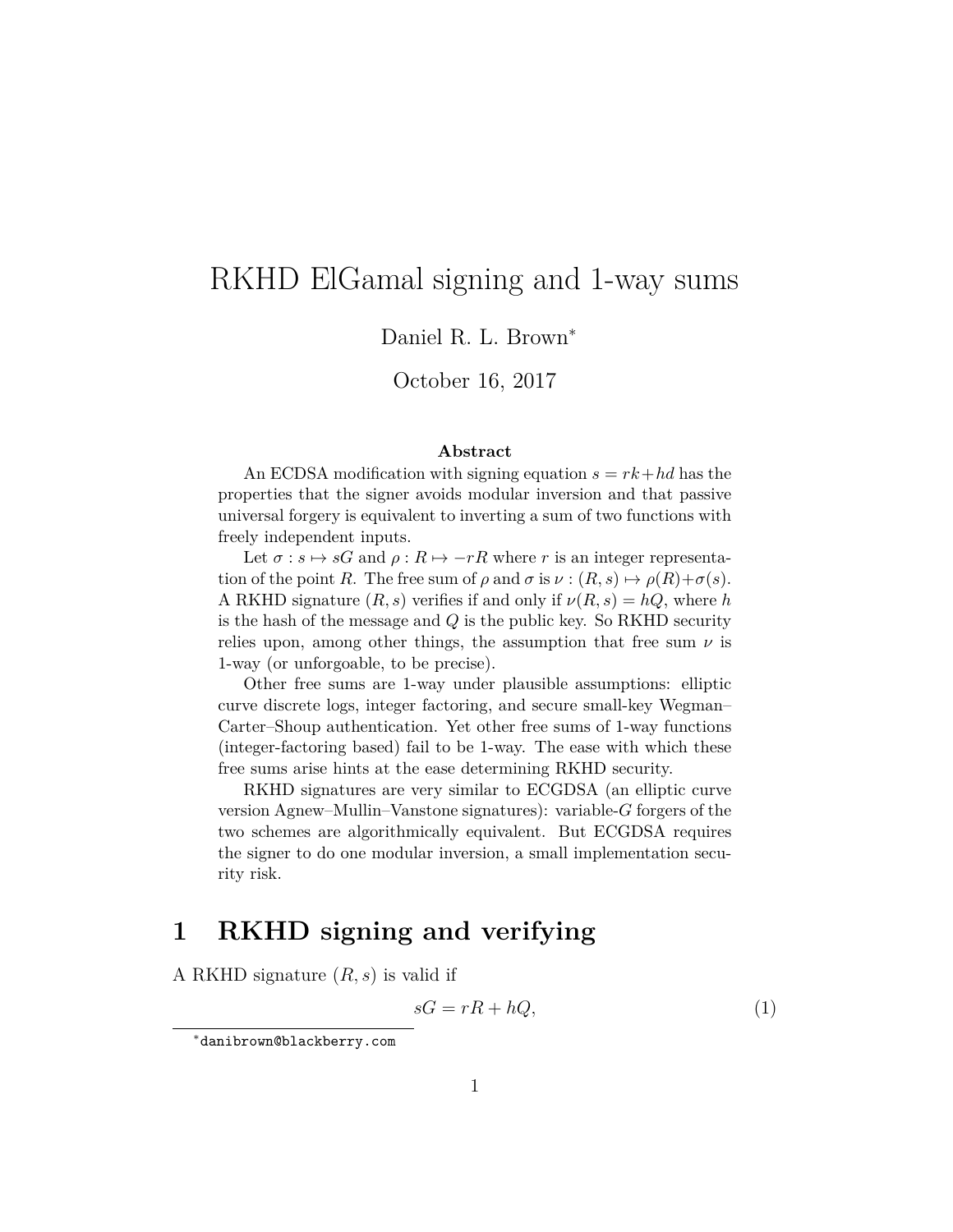# RKHD ElGamal signing and 1-way sums

Daniel R. L. Brown[*]

October 16, 2017

**Abstract**

An ECDSA modification with signing equation $s = rk + hd$ has the properties that the signer avoids modular inversion and that passive universal forgery is equivalent to inverting a sum of two functions with freely independent inputs.

Let $\sigma : s \mapsto sG$ and $\rho : R \mapsto -rR$ where $r$ is an integer representation of the point $R$. The free sum of $\rho$ and $\sigma$ is $\nu : (R, s) \mapsto \rho(R) + \sigma(s)$. A RKHD signature $(R, s)$ verifies if and only if $\nu(R, s) = hQ$, where $h$ is the hash of the message and $Q$ is the public key. So RKHD security relies upon, among other things, the assumption that free sum $\nu$ is 1-way (or unforgoable, to be precise).

Other free sums are 1-way under plausible assumptions: elliptic curve discrete logs, integer factoring, and secure small-key Wegman–Carter–Shoup authentication. Yet other free sums of 1-way functions (integer-factoring based) fail to be 1-way. The ease with which these free sums arise hints at the ease determining RKHD security.

RKHD signatures are very similar to ECGDSA (an elliptic curve version Agnew–Mullin–Vanstone signatures): variable-$G$ forgers of the two schemes are algorithmically equivalent. But ECGDSA requires the signer to do one modular inversion, a small implementation security risk.

## 1 RKHD signing and verifying

A RKHD signature $(R, s)$ is valid if

$$sG = rR + hQ, \tag{1}$$

[*] danibrown@blackberry.com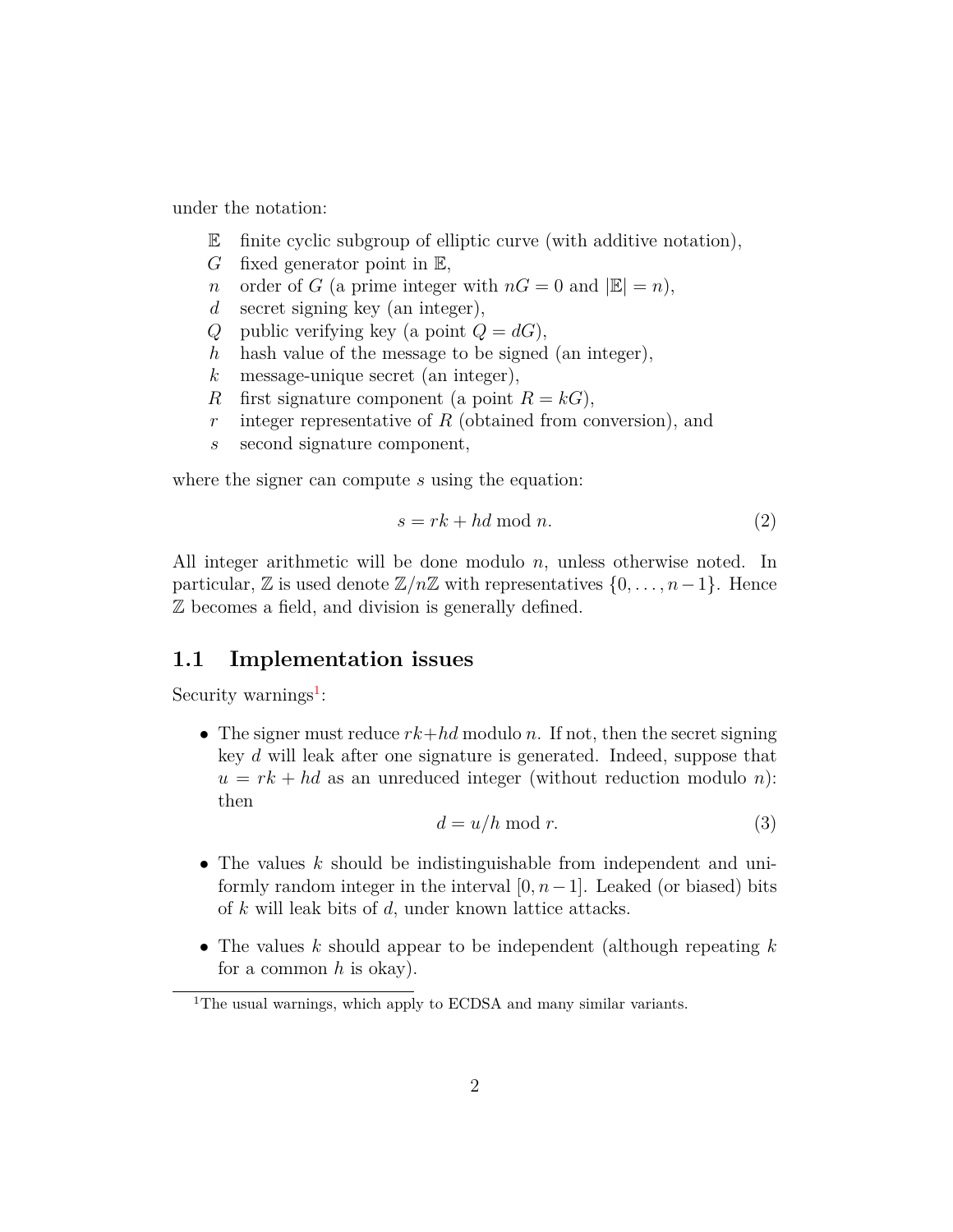under the notation:

- $\mathbb{E}$ finite cyclic subgroup of elliptic curve (with additive notation),
- $G$ fixed generator point in $\mathbb{E}$,
- $n$ order of $G$ (a prime integer with $nG = 0$ and $|\mathbb{E}| = n$),
- $d$ secret signing key (an integer),
- $Q$ public verifying key (a point $Q = dG$),
- $h$ hash value of the message to be signed (an integer),
- $k$ message-unique secret (an integer),
- $R$ first signature component (a point $R = kG$),
- $r$ integer representative of $R$ (obtained from conversion), and
- $s$ second signature component,

where the signer can compute $s$ using the equation:

$$s = rk + hd \bmod n. \tag{2}$$

All integer arithmetic will be done modulo $n$, unless otherwise noted. In particular, $\mathbb{Z}$ is used denote $\mathbb{Z}/n\mathbb{Z}$ with representatives $\{0, \dots, n-1\}$. Hence $\mathbb{Z}$ becomes a field, and division is generally defined.

## 1.1 Implementation issues

Security warnings[1]:

- The signer must reduce $rk+hd$ modulo $n$. If not, then the secret signing key $d$ will leak after one signature is generated. Indeed, suppose that $u = rk + hd$ as an unreduced integer (without reduction modulo $n$): then
$$d = u/h \bmod r. \tag{3}$$

- The values $k$ should be indistinguishable from independent and uniformly random integer in the interval $[0, n-1]$. Leaked (or biased) bits of $k$ will leak bits of $d$, under known lattice attacks.

- The values $k$ should appear to be independent (although repeating $k$ for a common $h$ is okay).

[1] The usual warnings, which apply to ECDSA and many similar variants.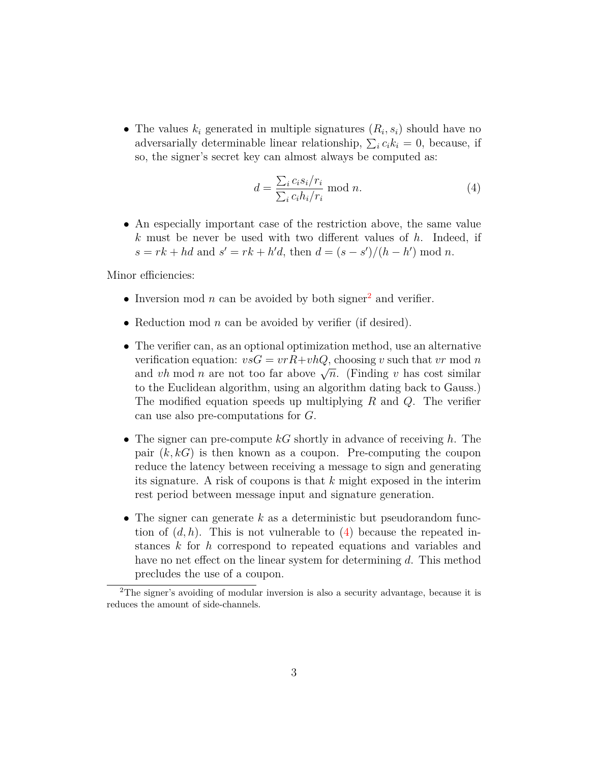- The values $k_i$ generated in multiple signatures $(R_i, s_i)$ should have no adversarially determinable linear relationship, $\sum_i c_i k_i = 0$, because, if so, the signer's secret key can almost always be computed as:

$$d = \frac{\sum_i c_i s_i / r_i}{\sum_i c_i h_i / r_i} \bmod n. \tag{4}$$

- An especially important case of the restriction above, the same value $k$ must be never be used with two different values of $h$. Indeed, if $s = rk + hd$ and $s' = rk + h'd$, then $d = (s - s')/(h - h') \bmod n$.

Minor efficiencies:

- Inversion mod $n$ can be avoided by both signer[2] and verifier.
- Reduction mod $n$ can be avoided by verifier (if desired).
- The verifier can, as an optional optimization method, use an alternative verification equation: $vsG = vrR + vhQ$, choosing $v$ such that $vr \bmod n$ and $vh \bmod n$ are not too far above $\sqrt{n}$. (Finding $v$ has cost similar to the Euclidean algorithm, using an algorithm dating back to Gauss.) The modified equation speeds up multiplying $R$ and $Q$. The verifier can use also pre-computations for $G$.
- The signer can pre-compute $kG$ shortly in advance of receiving $h$. The pair $(k, kG)$ is then known as a coupon. Pre-computing the coupon reduce the latency between receiving a message to sign and generating its signature. A risk of coupons is that $k$ might exposed in the interim rest period between message input and signature generation.
- The signer can generate $k$ as a deterministic but pseudorandom function of $(d, h)$. This is not vulnerable to (4) because the repeated instances $k$ for $h$ correspond to repeated equations and variables and have no net effect on the linear system for determining $d$. This method precludes the use of a coupon.

[2] The signer's avoiding of modular inversion is also a security advantage, because it is reduces the amount of side-channels.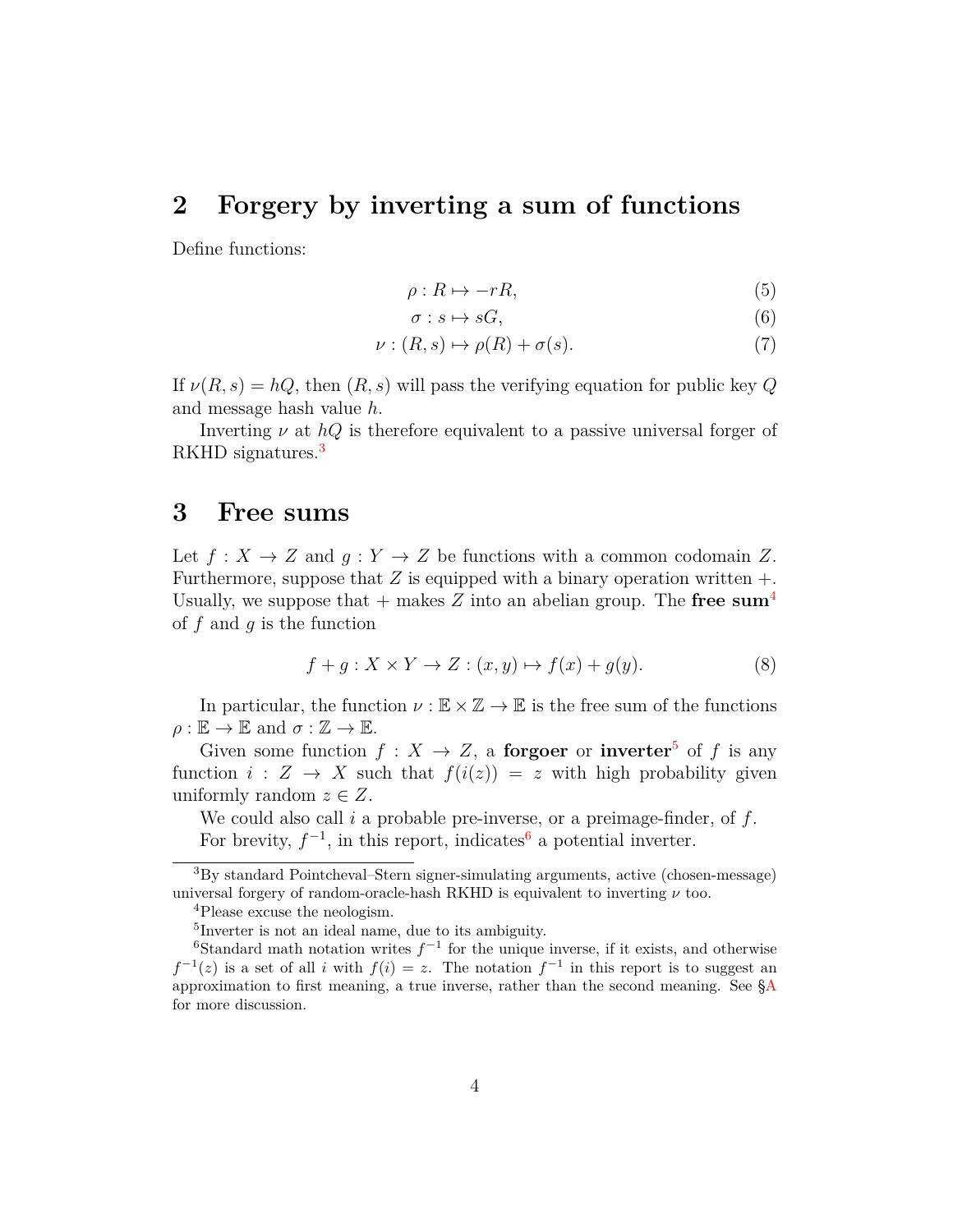## 2 Forgery by inverting a sum of functions

Define functions:

$$\rho : R \mapsto -rR, \tag{5}$$

$$\sigma : s \mapsto sG, \tag{6}$$

$$\nu : (R, s) \mapsto \rho(R) + \sigma(s). \tag{7}$$

If $\nu(R, s) = hQ$, then $(R, s)$ will pass the verifying equation for public key $Q$ and message hash value $h$.

Inverting $\nu$ at $hQ$ is therefore equivalent to a passive universal forger of RKHD signatures.[3]

## 3 Free sums

Let $f : X \to Z$ and $g : Y \to Z$ be functions with a common codomain $Z$. Furthermore, suppose that $Z$ is equipped with a binary operation written $+$. Usually, we suppose that $+$ makes $Z$ into an abelian group. The **free sum**[4] of $f$ and $g$ is the function

$$f + g : X \times Y \to Z : (x, y) \mapsto f(x) + g(y). \tag{8}$$

In particular, the function $\nu : \mathbb{E} \times \mathbb{Z} \to \mathbb{E}$ is the free sum of the functions $\rho : \mathbb{E} \to \mathbb{E}$ and $\sigma : \mathbb{Z} \to \mathbb{E}$.

Given some function $f : X \to Z$, a **forgoer** or **inverter**[5] of $f$ is any function $i : Z \to X$ such that $f(i(z)) = z$ with high probability given uniformly random $z \in Z$.

We could also call $i$ a probable pre-inverse, or a preimage-finder, of $f$.

For brevity, $f^{-1}$, in this report, indicates[6] a potential inverter.

---

[3] By standard Pointcheval–Stern signer-simulating arguments, active (chosen-message) universal forgery of random-oracle-hash RKHD is equivalent to inverting $\nu$ too.

[4] Please excuse the neologism.

[5] Inverter is not an ideal name, due to its ambiguity.

[6] Standard math notation writes $f^{-1}$ for the unique inverse, if it exists, and otherwise $f^{-1}(z)$ is a set of all $i$ with $f(i) = z$. The notation $f^{-1}$ in this report is to suggest an approximation to first meaning, a true inverse, rather than the second meaning. See §A for more discussion.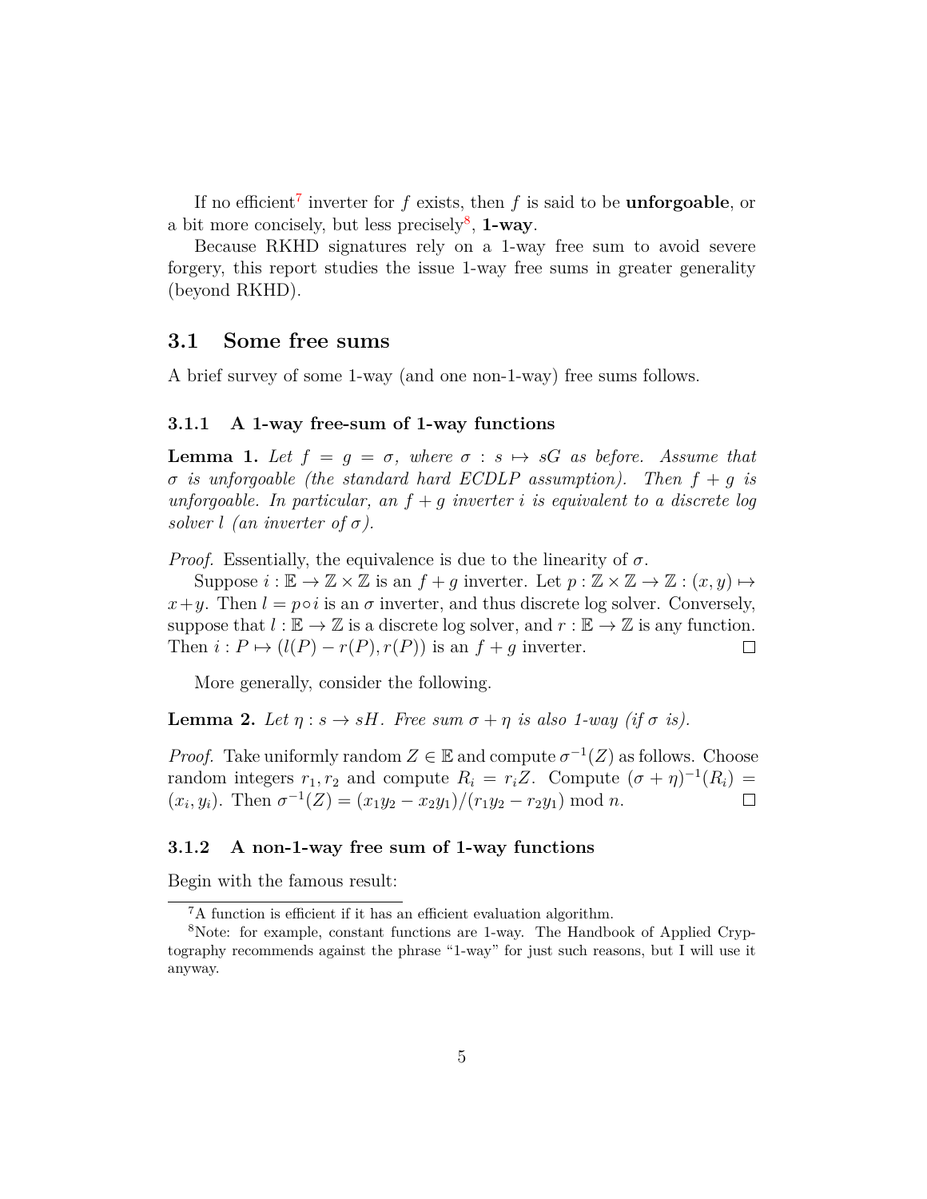If no efficient[7] inverter for $f$ exists, then $f$ is said to be **unforgoable**, or a bit more concisely, but less precisely[8], **1-way**.

Because RKHD signatures rely on a 1-way free sum to avoid severe forgery, this report studies the issue 1-way free sums in greater generality (beyond RKHD).

## 3.1 Some free sums

A brief survey of some 1-way (and one non-1-way) free sums follows.

### 3.1.1 A 1-way free-sum of 1-way functions

**Lemma 1.** *Let $f = g = \sigma$, where $\sigma : s \mapsto sG$ as before. Assume that $\sigma$ is unforgoable (the standard hard ECDLP assumption). Then $f + g$ is unforgoable. In particular, an $f + g$ inverter $i$ is equivalent to a discrete log solver $l$ (an inverter of $\sigma$).*

*Proof.* Essentially, the equivalence is due to the linearity of $\sigma$.

Suppose $i : \mathbb{E} \to \mathbb{Z} \times \mathbb{Z}$ is an $f + g$ inverter. Let $p : \mathbb{Z} \times \mathbb{Z} \to \mathbb{Z} : (x, y) \mapsto x + y$. Then $l = p \circ i$ is an $\sigma$ inverter, and thus discrete log solver. Conversely, suppose that $l : \mathbb{E} \to \mathbb{Z}$ is a discrete log solver, and $r : \mathbb{E} \to \mathbb{Z}$ is any function. Then $i : P \mapsto (l(P) - r(P), r(P))$ is an $f + g$ inverter. □

More generally, consider the following.

**Lemma 2.** *Let $\eta : s \to sH$. Free sum $\sigma + \eta$ is also 1-way (if $\sigma$ is).*

*Proof.* Take uniformly random $Z \in \mathbb{E}$ and compute $\sigma^{-1}(Z)$ as follows. Choose random integers $r_1, r_2$ and compute $R_i = r_i Z$. Compute $(\sigma + \eta)^{-1}(R_i) = (x_i, y_i)$. Then $\sigma^{-1}(Z) = (x_1 y_2 - x_2 y_1)/(r_1 y_2 - r_2 y_1) \bmod n$. □

### 3.1.2 A non-1-way free sum of 1-way functions

Begin with the famous result:

[7] A function is efficient if it has an efficient evaluation algorithm.

[8] Note: for example, constant functions are 1-way. The Handbook of Applied Cryptography recommends against the phrase "1-way" for just such reasons, but I will use it anyway.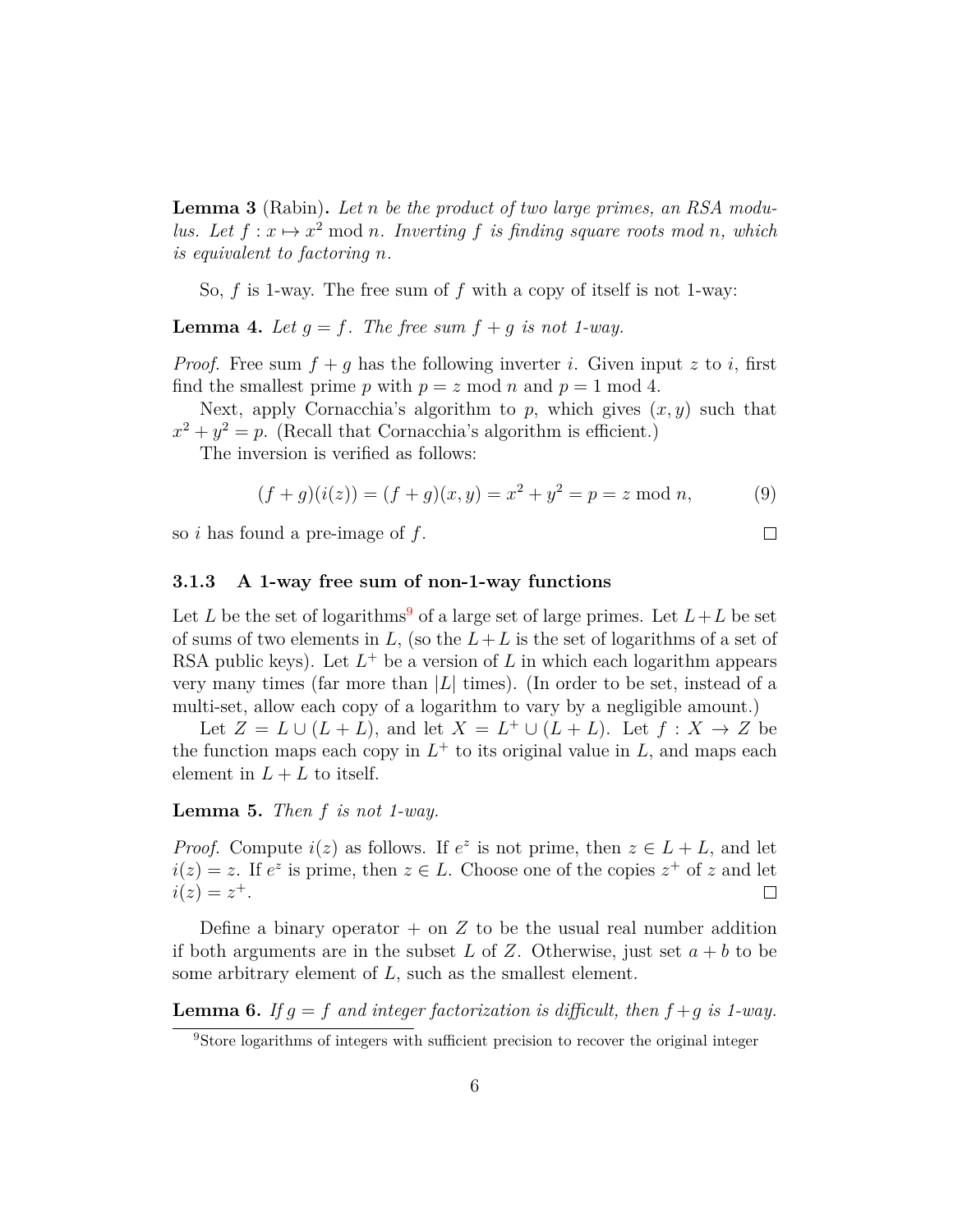**Lemma 3** (Rabin)**.** *Let $n$ be the product of two large primes, an RSA modulus. Let $f : x \mapsto x^2 \bmod n$. Inverting $f$ is finding square roots mod $n$, which is equivalent to factoring $n$.*

So, $f$ is 1-way. The free sum of $f$ with a copy of itself is not 1-way:

**Lemma 4.** *Let $g = f$. The free sum $f + g$ is not 1-way.*

*Proof.* Free sum $f + g$ has the following inverter $i$. Given input $z$ to $i$, first find the smallest prime $p$ with $p = z \bmod n$ and $p = 1 \bmod 4$.

Next, apply Cornacchia's algorithm to $p$, which gives $(x, y)$ such that $x^2 + y^2 = p$. (Recall that Cornacchia's algorithm is efficient.)

The inversion is verified as follows:

$$(f + g)(i(z)) = (f + g)(x, y) = x^2 + y^2 = p = z \bmod n, \tag{9}$$

so $i$ has found a pre-image of $f$. □

### 3.1.3 A 1-way free sum of non-1-way functions

Let $L$ be the set of logarithms[9] of a large set of large primes. Let $L + L$ be set of sums of two elements in $L$, (so the $L + L$ is the set of logarithms of a set of RSA public keys). Let $L^+$ be a version of $L$ in which each logarithm appears very many times (far more than $|L|$ times). (In order to be set, instead of a multi-set, allow each copy of a logarithm to vary by a negligible amount.)

Let $Z = L \cup (L + L)$, and let $X = L^+ \cup (L + L)$. Let $f : X \to Z$ be the function maps each copy in $L^+$ to its original value in $L$, and maps each element in $L + L$ to itself.

**Lemma 5.** *Then $f$ is not 1-way.*

*Proof.* Compute $i(z)$ as follows. If $e^z$ is not prime, then $z \in L + L$, and let $i(z) = z$. If $e^z$ is prime, then $z \in L$. Choose one of the copies $z^+$ of $z$ and let $i(z) = z^+$. □

Define a binary operator $+$ on $Z$ to be the usual real number addition if both arguments are in the subset $L$ of $Z$. Otherwise, just set $a + b$ to be some arbitrary element of $L$, such as the smallest element.

**Lemma 6.** *If $g = f$ and integer factorization is difficult, then $f + g$ is 1-way.*

[9] Store logarithms of integers with sufficient precision to recover the original integer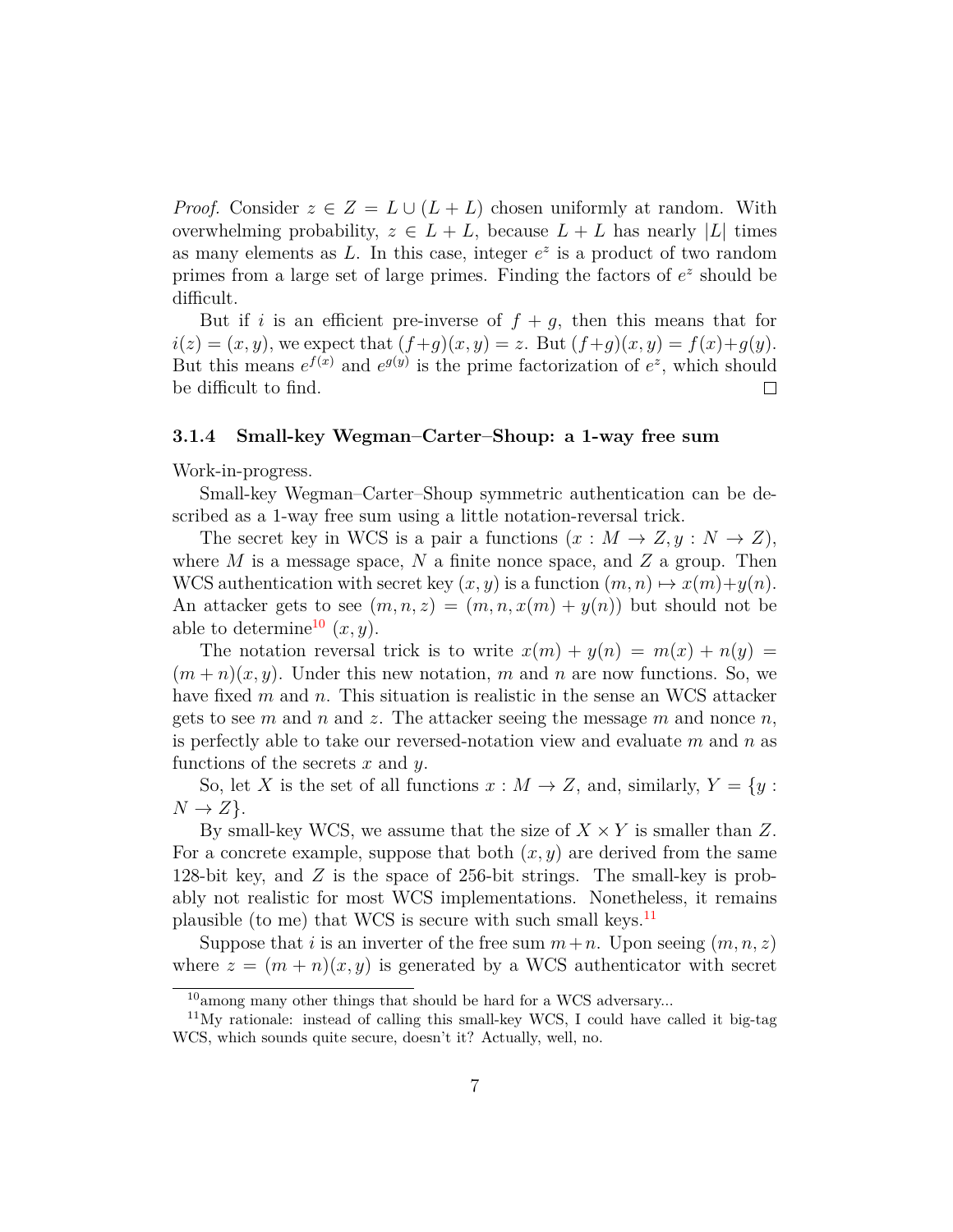*Proof.* Consider $z \in Z = L \cup (L + L)$ chosen uniformly at random. With overwhelming probability, $z \in L + L$, because $L + L$ has nearly $|L|$ times as many elements as $L$. In this case, integer $e^z$ is a product of two random primes from a large set of large primes. Finding the factors of $e^z$ should be difficult.

But if $i$ is an efficient pre-inverse of $f + g$, then this means that for $i(z) = (x, y)$, we expect that $(f+g)(x, y) = z$. But $(f+g)(x, y) = f(x)+g(y)$. But this means $e^{f(x)}$ and $e^{g(y)}$ is the prime factorization of $e^z$, which should be difficult to find. □

#### 3.1.4 Small-key Wegman–Carter–Shoup: a 1-way free sum

Work-in-progress.

Small-key Wegman–Carter–Shoup symmetric authentication can be described as a 1-way free sum using a little notation-reversal trick.

The secret key in WCS is a pair a functions $(x : M \to Z, y : N \to Z)$, where $M$ is a message space, $N$ a finite nonce space, and $Z$ a group. Then WCS authentication with secret key $(x, y)$ is a function $(m, n) \mapsto x(m)+y(n)$. An attacker gets to see $(m, n, z) = (m, n, x(m) + y(n))$ but should not be able to determine[10] $(x, y)$.

The notation reversal trick is to write $x(m) + y(n) = m(x) + n(y) = (m + n)(x, y)$. Under this new notation, $m$ and $n$ are now functions. So, we have fixed $m$ and $n$. This situation is realistic in the sense an WCS attacker gets to see $m$ and $n$ and $z$. The attacker seeing the message $m$ and nonce $n$, is perfectly able to take our reversed-notation view and evaluate $m$ and $n$ as functions of the secrets $x$ and $y$.

So, let $X$ is the set of all functions $x : M \to Z$, and, similarly, $Y = \{y : N \to Z\}$.

By small-key WCS, we assume that the size of $X \times Y$ is smaller than $Z$. For a concrete example, suppose that both $(x, y)$ are derived from the same 128-bit key, and $Z$ is the space of 256-bit strings. The small-key is probably not realistic for most WCS implementations. Nonetheless, it remains plausible (to me) that WCS is secure with such small keys.[11]

Suppose that $i$ is an inverter of the free sum $m+n$. Upon seeing $(m, n, z)$ where $z = (m + n)(x, y)$ is generated by a WCS authenticator with secret

[10] among many other things that should be hard for a WCS adversary...

[11] My rationale: instead of calling this small-key WCS, I could have called it big-tag WCS, which sounds quite secure, doesn't it? Actually, well, no.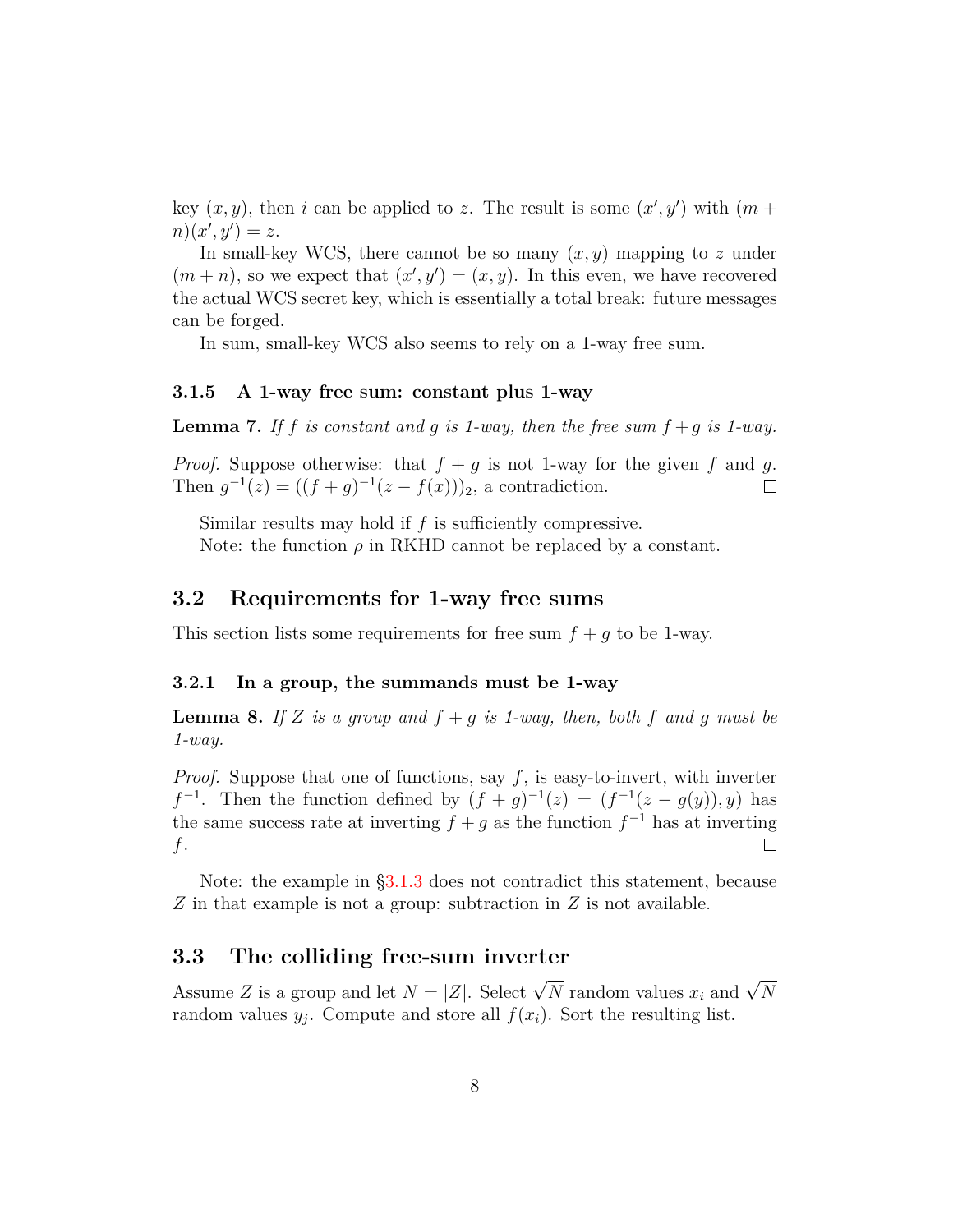key $(x, y)$, then $i$ can be applied to $z$. The result is some $(x', y')$ with $(m + n)(x', y') = z$.

In small-key WCS, there cannot be so many $(x, y)$ mapping to $z$ under $(m + n)$, so we expect that $(x', y') = (x, y)$. In this even, we have recovered the actual WCS secret key, which is essentially a total break: future messages can be forged.

In sum, small-key WCS also seems to rely on a 1-way free sum.

#### 3.1.5 A 1-way free sum: constant plus 1-way

**Lemma 7.** *If $f$ is constant and $g$ is 1-way, then the free sum $f + g$ is 1-way.*

*Proof.* Suppose otherwise: that $f + g$ is not 1-way for the given $f$ and $g$. Then $g^{-1}(z) = ((f + g)^{-1}(z - f(x)))_2$, a contradiction. □

Similar results may hold if $f$ is sufficiently compressive.

Note: the function $\rho$ in RKHD cannot be replaced by a constant.

### 3.2 Requirements for 1-way free sums

This section lists some requirements for free sum $f + g$ to be 1-way.

#### 3.2.1 In a group, the summands must be 1-way

**Lemma 8.** *If $Z$ is a group and $f + g$ is 1-way, then, both $f$ and $g$ must be 1-way.*

*Proof.* Suppose that one of functions, say $f$, is easy-to-invert, with inverter $f^{-1}$. Then the function defined by $(f + g)^{-1}(z) = (f^{-1}(z - g(y)), y)$ has the same success rate at inverting $f + g$ as the function $f^{-1}$ has at inverting $f$. □

Note: the example in §3.1.3 does not contradict this statement, because $Z$ in that example is not a group: subtraction in $Z$ is not available.

### 3.3 The colliding free-sum inverter

Assume $Z$ is a group and let $N = |Z|$. Select $\sqrt{N}$ random values $x_i$ and $\sqrt{N}$ random values $y_j$. Compute and store all $f(x_i)$. Sort the resulting list.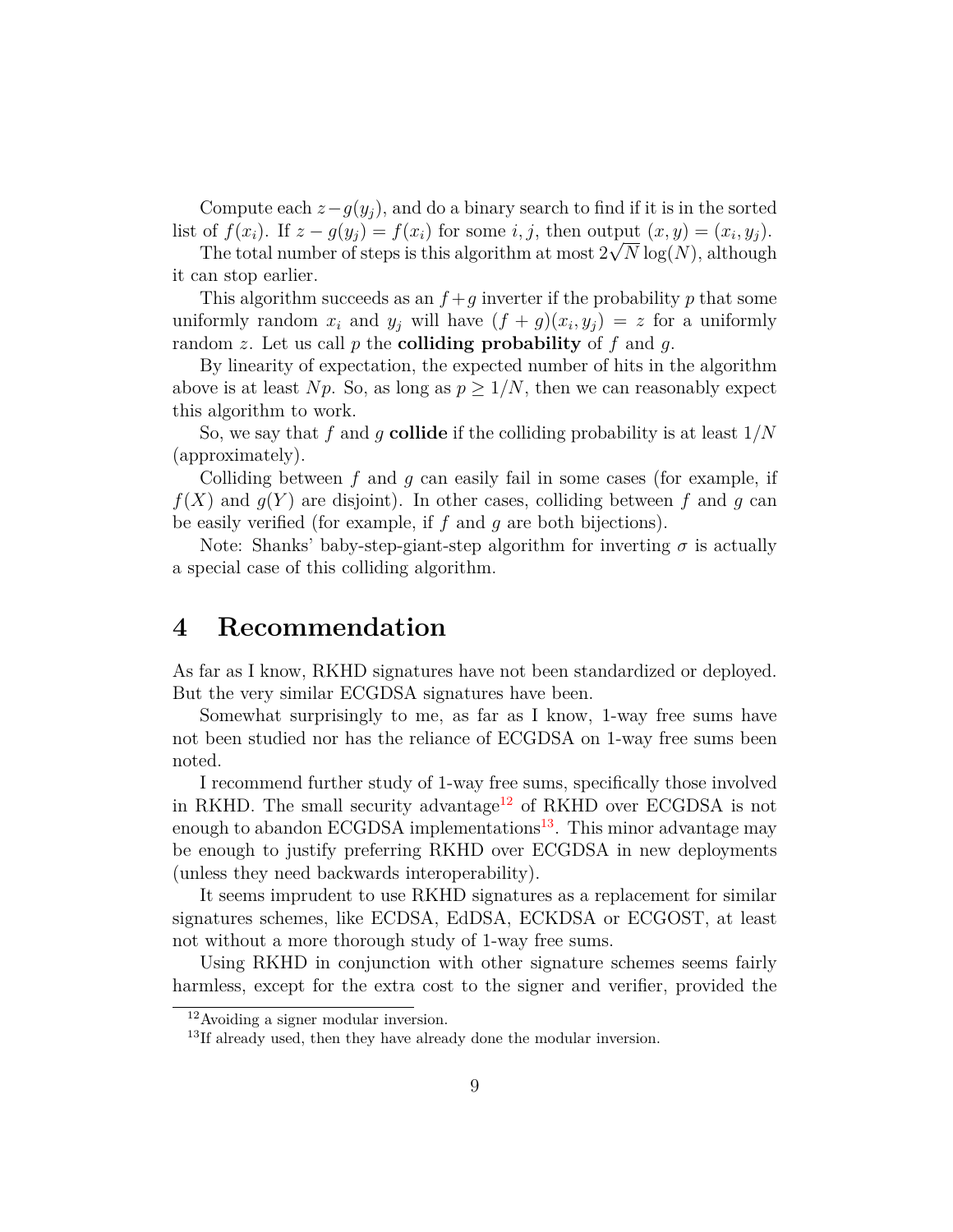Compute each $z - g(y_j)$, and do a binary search to find if it is in the sorted list of $f(x_i)$. If $z - g(y_j) = f(x_i)$ for some $i, j$, then output $(x, y) = (x_i, y_j)$.

The total number of steps is this algorithm at most $2\sqrt{N}\log(N)$, although it can stop earlier.

This algorithm succeeds as an $f + g$ inverter if the probability $p$ that some uniformly random $x_i$ and $y_j$ will have $(f + g)(x_i, y_j) = z$ for a uniformly random $z$. Let us call $p$ the **colliding probability** of $f$ and $g$.

By linearity of expectation, the expected number of hits in the algorithm above is at least $Np$. So, as long as $p \geq 1/N$, then we can reasonably expect this algorithm to work.

So, we say that $f$ and $g$ **collide** if the colliding probability is at least $1/N$ (approximately).

Colliding between $f$ and $g$ can easily fail in some cases (for example, if $f(X)$ and $g(Y)$ are disjoint). In other cases, colliding between $f$ and $g$ can be easily verified (for example, if $f$ and $g$ are both bijections).

Note: Shanks' baby-step-giant-step algorithm for inverting $\sigma$ is actually a special case of this colliding algorithm.

# 4 Recommendation

As far as I know, RKHD signatures have not been standardized or deployed. But the very similar ECGDSA signatures have been.

Somewhat surprisingly to me, as far as I know, 1-way free sums have not been studied nor has the reliance of ECGDSA on 1-way free sums been noted.

I recommend further study of 1-way free sums, specifically those involved in RKHD. The small security advantage[12] of RKHD over ECGDSA is not enough to abandon ECGDSA implementations[13]. This minor advantage may be enough to justify preferring RKHD over ECGDSA in new deployments (unless they need backwards interoperability).

It seems imprudent to use RKHD signatures as a replacement for similar signatures schemes, like ECDSA, EdDSA, ECKDSA or ECGOST, at least not without a more thorough study of 1-way free sums.

Using RKHD in conjunction with other signature schemes seems fairly harmless, except for the extra cost to the signer and verifier, provided the

[12] Avoiding a signer modular inversion.

[13] If already used, then they have already done the modular inversion.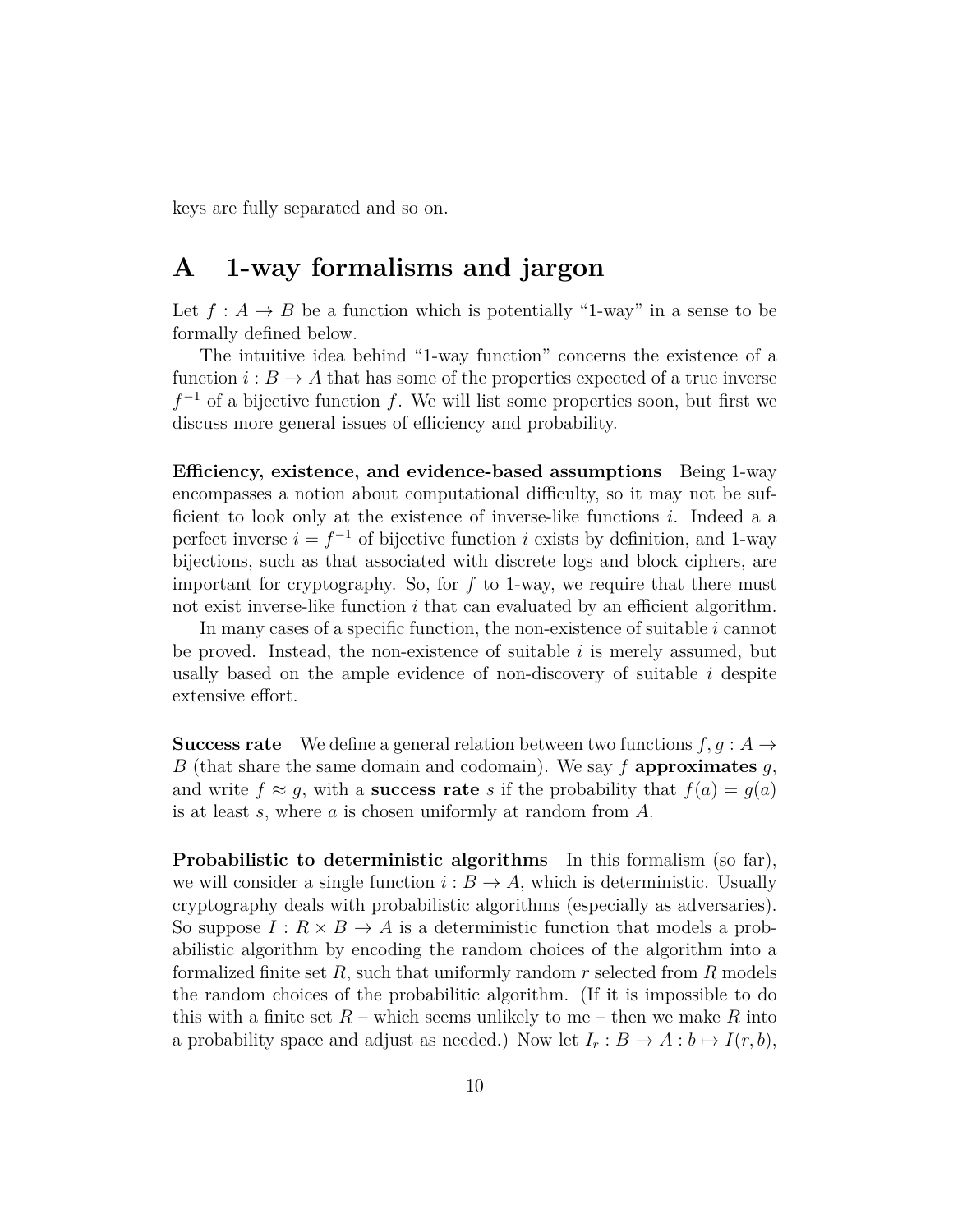keys are fully separated and so on.

# A 1-way formalisms and jargon

Let $f : A \to B$ be a function which is potentially "1-way" in a sense to be formally defined below.

The intuitive idea behind "1-way function" concerns the existence of a function $i : B \to A$ that has some of the properties expected of a true inverse $f^{-1}$ of a bijective function $f$. We will list some properties soon, but first we discuss more general issues of efficiency and probability.

**Efficiency, existence, and evidence-based assumptions** Being 1-way encompasses a notion about computational difficulty, so it may not be sufficient to look only at the existence of inverse-like functions $i$. Indeed a a perfect inverse $i = f^{-1}$ of bijective function $i$ exists by definition, and 1-way bijections, such as that associated with discrete logs and block ciphers, are important for cryptography. So, for $f$ to 1-way, we require that there must not exist inverse-like function $i$ that can evaluated by an efficient algorithm.

In many cases of a specific function, the non-existence of suitable $i$ cannot be proved. Instead, the non-existence of suitable $i$ is merely assumed, but usally based on the ample evidence of non-discovery of suitable $i$ despite extensive effort.

**Success rate** We define a general relation between two functions $f, g : A \to B$ (that share the same domain and codomain). We say $f$ **approximates** $g$, and write $f \approx g$, with a **success rate** $s$ if the probability that $f(a) = g(a)$ is at least $s$, where $a$ is chosen uniformly at random from $A$.

**Probabilistic to deterministic algorithms** In this formalism (so far), we will consider a single function $i : B \to A$, which is deterministic. Usually cryptography deals with probabilistic algorithms (especially as adversaries). So suppose $I : R \times B \to A$ is a deterministic function that models a probabilistic algorithm by encoding the random choices of the algorithm into a formalized finite set $R$, such that uniformly random $r$ selected from $R$ models the random choices of the probabilitic algorithm. (If it is impossible to do this with a finite set $R$ – which seems unlikely to me – then we make $R$ into a probability space and adjust as needed.) Now let $I_r : B \to A : b \mapsto I(r, b)$,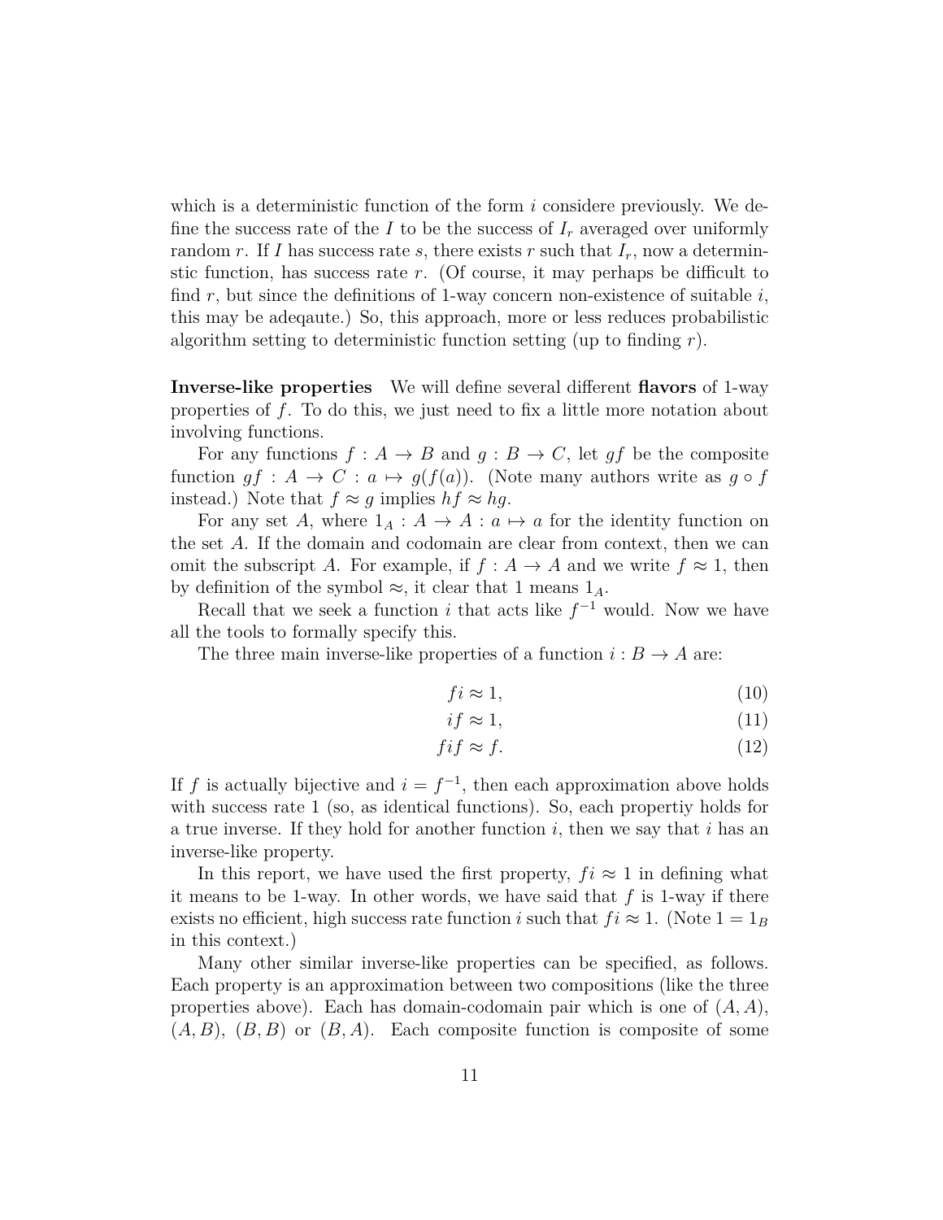which is a deterministic function of the form $i$ considere previously. We define the success rate of the $I$ to be the success of $I_r$ averaged over uniformly random $r$. If $I$ has success rate $s$, there exists $r$ such that $I_r$, now a deterministic function, has success rate $r$. (Of course, it may perhaps be difficult to find $r$, but since the definitions of 1-way concern non-existence of suitable $i$, this may be adeqaute.) So, this approach, more or less reduces probabilistic algorithm setting to deterministic function setting (up to finding $r$).

**Inverse-like properties** We will define several different **flavors** of 1-way properties of $f$. To do this, we just need to fix a little more notation about involving functions.

For any functions $f : A \to B$ and $g : B \to C$, let $gf$ be the composite function $gf : A \to C : a \mapsto g(f(a))$. (Note many authors write as $g \circ f$ instead.) Note that $f \approx g$ implies $hf \approx hg$.

For any set $A$, where $1_A : A \to A : a \mapsto a$ for the identity function on the set $A$. If the domain and codomain are clear from context, then we can omit the subscript $A$. For example, if $f : A \to A$ and we write $f \approx 1$, then by definition of the symbol $\approx$, it clear that 1 means $1_A$.

Recall that we seek a function $i$ that acts like $f^{-1}$ would. Now we have all the tools to formally specify this.

The three main inverse-like properties of a function $i : B \to A$ are:

$$fi \approx 1, \tag{10}$$

$$if \approx 1, \tag{11}$$

$$fif \approx f. \tag{12}$$

If $f$ is actually bijective and $i = f^{-1}$, then each approximation above holds with success rate 1 (so, as identical functions). So, each propertiy holds for a true inverse. If they hold for another function $i$, then we say that $i$ has an inverse-like property.

In this report, we have used the first property, $fi \approx 1$ in defining what it means to be 1-way. In other words, we have said that $f$ is 1-way if there exists no efficient, high success rate function $i$ such that $fi \approx 1$. (Note $1 = 1_B$ in this context.)

Many other similar inverse-like properties can be specified, as follows. Each property is an approximation between two compositions (like the three properties above). Each has domain-codomain pair which is one of $(A, A)$, $(A, B)$, $(B, B)$ or $(B, A)$. Each composite function is composite of some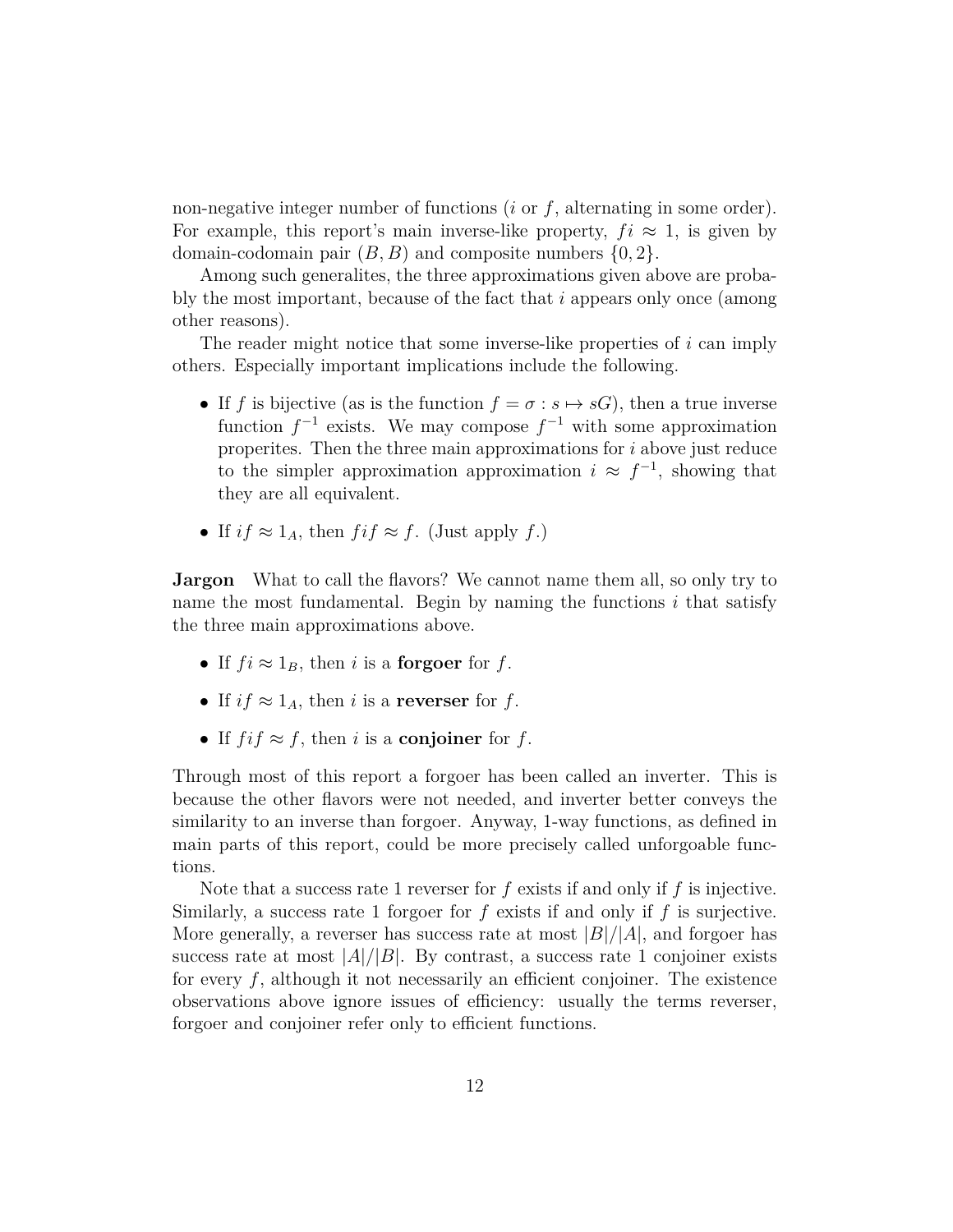non-negative integer number of functions ($i$ or $f$, alternating in some order). For example, this report's main inverse-like property, $fi \approx 1$, is given by domain-codomain pair $(B, B)$ and composite numbers $\{0, 2\}$.

Among such generalites, the three approximations given above are probably the most important, because of the fact that $i$ appears only once (among other reasons).

The reader might notice that some inverse-like properties of $i$ can imply others. Especially important implications include the following.

- If $f$ is bijective (as is the function $f = \sigma : s \mapsto sG$), then a true inverse function $f^{-1}$ exists. We may compose $f^{-1}$ with some approximation properites. Then the three main approximations for $i$ above just reduce to the simpler approximation approximation $i \approx f^{-1}$, showing that they are all equivalent.
- If $if \approx 1_A$, then $fif \approx f$. (Just apply $f$.)

**Jargon** What to call the flavors? We cannot name them all, so only try to name the most fundamental. Begin by naming the functions $i$ that satisfy the three main approximations above.

- If $fi \approx 1_B$, then $i$ is a **forgoer** for $f$.
- If $if \approx 1_A$, then $i$ is a **reverser** for $f$.
- If $fif \approx f$, then $i$ is a **conjoiner** for $f$.

Through most of this report a forgoer has been called an inverter. This is because the other flavors were not needed, and inverter better conveys the similarity to an inverse than forgoer. Anyway, 1-way functions, as defined in main parts of this report, could be more precisely called unforgoable functions.

Note that a success rate 1 reverser for $f$ exists if and only if $f$ is injective. Similarly, a success rate 1 forgoer for $f$ exists if and only if $f$ is surjective. More generally, a reverser has success rate at most $|B|/|A|$, and forgoer has success rate at most $|A|/|B|$. By contrast, a success rate 1 conjoiner exists for every $f$, although it not necessarily an efficient conjoiner. The existence observations above ignore issues of efficiency: usually the terms reverser, forgoer and conjoiner refer only to efficient functions.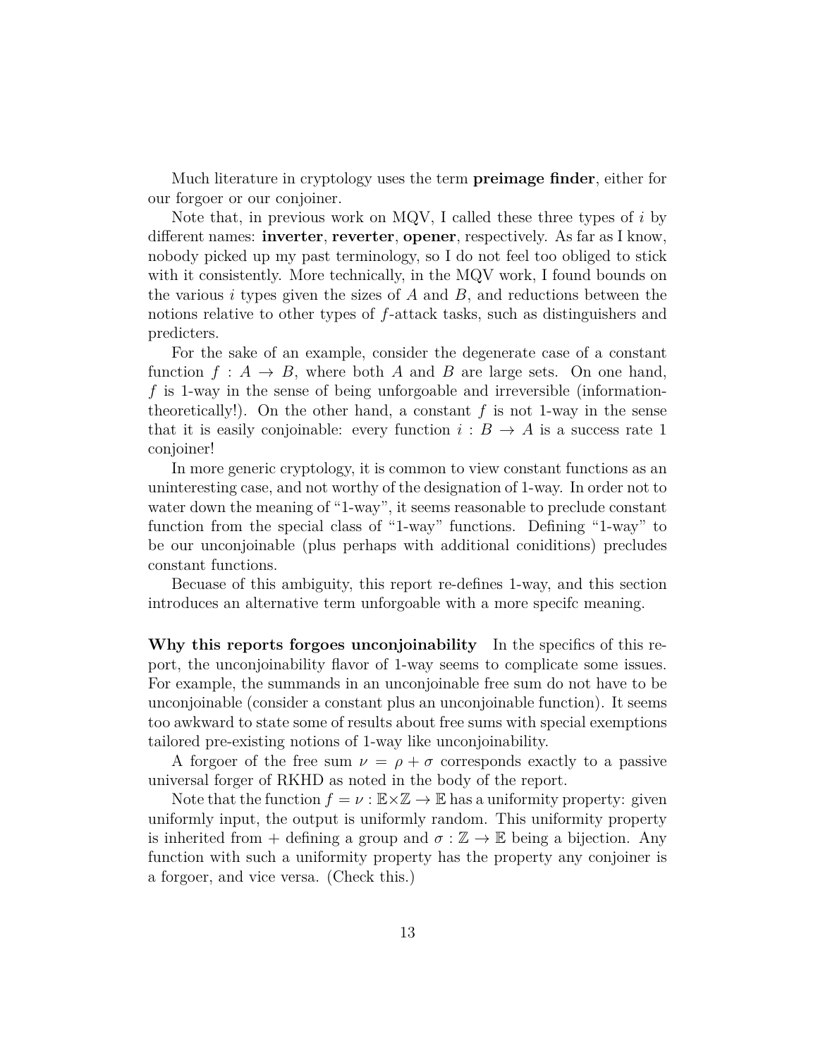Much literature in cryptology uses the term **preimage finder**, either for our forgoer or our conjoiner.

Note that, in previous work on MQV, I called these three types of $i$ by different names: **inverter**, **reverter**, **opener**, respectively. As far as I know, nobody picked up my past terminology, so I do not feel too obliged to stick with it consistently. More technically, in the MQV work, I found bounds on the various $i$ types given the sizes of $A$ and $B$, and reductions between the notions relative to other types of $f$-attack tasks, such as distinguishers and predicters.

For the sake of an example, consider the degenerate case of a constant function $f : A \to B$, where both $A$ and $B$ are large sets. On one hand, $f$ is 1-way in the sense of being unforgoable and irreversible (information-theoretically!). On the other hand, a constant $f$ is not 1-way in the sense that it is easily conjoinable: every function $i : B \to A$ is a success rate 1 conjoiner!

In more generic cryptology, it is common to view constant functions as an uninteresting case, and not worthy of the designation of 1-way. In order not to water down the meaning of "1-way", it seems reasonable to preclude constant function from the special class of "1-way" functions. Defining "1-way" to be our unconjoinable (plus perhaps with additional coniditions) precludes constant functions.

Becuase of this ambiguity, this report re-defines 1-way, and this section introduces an alternative term unforgoable with a more specifc meaning.

**Why this reports forgoes unconjoinability** In the specifics of this report, the unconjoinability flavor of 1-way seems to complicate some issues. For example, the summands in an unconjoinable free sum do not have to be unconjoinable (consider a constant plus an unconjoinable function). It seems too awkward to state some of results about free sums with special exemptions tailored pre-existing notions of 1-way like unconjoinability.

A forgoer of the free sum $\nu = \rho + \sigma$ corresponds exactly to a passive universal forger of RKHD as noted in the body of the report.

Note that the function $f = \nu : \mathbb{E} \times \mathbb{Z} \to \mathbb{E}$ has a uniformity property: given uniformly input, the output is uniformly random. This uniformity property is inherited from $+$ defining a group and $\sigma : \mathbb{Z} \to \mathbb{E}$ being a bijection. Any function with such a uniformity property has the property any conjoiner is a forgoer, and vice versa. (Check this.)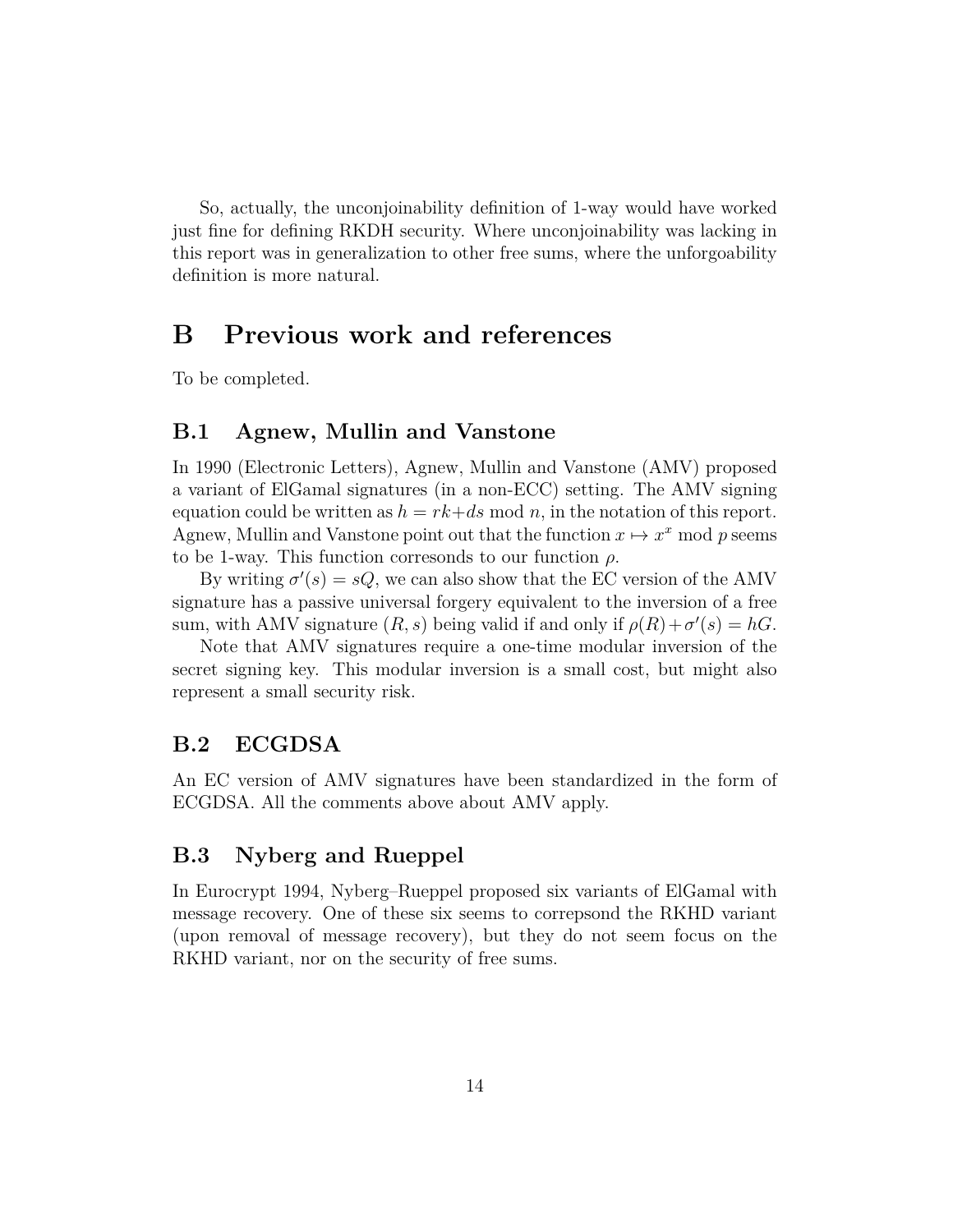So, actually, the unconjoinability definition of 1-way would have worked just fine for defining RKDH security. Where unconjoinability was lacking in this report was in generalization to other free sums, where the unforgoability definition is more natural.

# B Previous work and references

To be completed.

## B.1 Agnew, Mullin and Vanstone

In 1990 (Electronic Letters), Agnew, Mullin and Vanstone (AMV) proposed a variant of ElGamal signatures (in a non-ECC) setting. The AMV signing equation could be written as $h = rk + ds \bmod n$, in the notation of this report. Agnew, Mullin and Vanstone point out that the function $x \mapsto x^x \bmod p$ seems to be 1-way. This function corresonds to our function $\rho$.

By writing $\sigma'(s) = sQ$, we can also show that the EC version of the AMV signature has a passive universal forgery equivalent to the inversion of a free sum, with AMV signature $(R, s)$ being valid if and only if $\rho(R) + \sigma'(s) = hG$.

Note that AMV signatures require a one-time modular inversion of the secret signing key. This modular inversion is a small cost, but might also represent a small security risk.

## B.2 ECGDSA

An EC version of AMV signatures have been standardized in the form of ECGDSA. All the comments above about AMV apply.

## B.3 Nyberg and Rueppel

In Eurocrypt 1994, Nyberg–Rueppel proposed six variants of ElGamal with message recovery. One of these six seems to correpsond the RKHD variant (upon removal of message recovery), but they do not seem focus on the RKHD variant, nor on the security of free sums.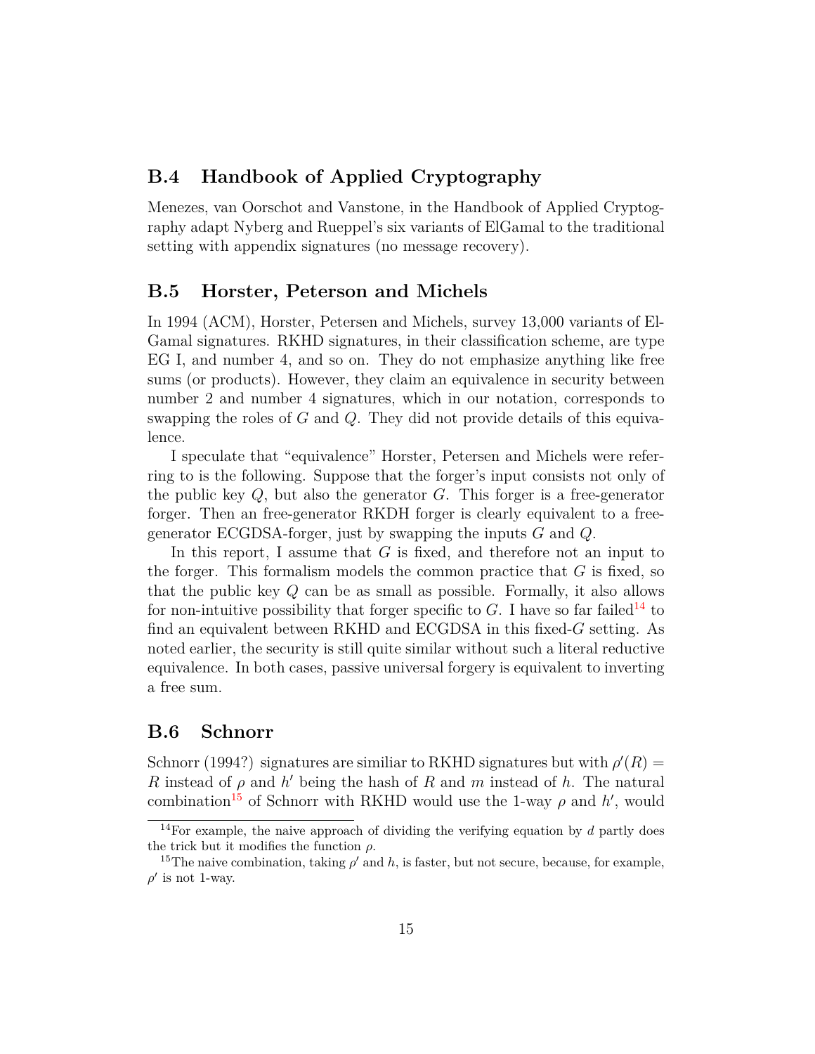## B.4 Handbook of Applied Cryptography

Menezes, van Oorschot and Vanstone, in the Handbook of Applied Cryptography adapt Nyberg and Rueppel's six variants of ElGamal to the traditional setting with appendix signatures (no message recovery).

## B.5 Horster, Peterson and Michels

In 1994 (ACM), Horster, Petersen and Michels, survey 13,000 variants of ElGamal signatures. RKHD signatures, in their classification scheme, are type EG I, and number 4, and so on. They do not emphasize anything like free sums (or products). However, they claim an equivalence in security between number 2 and number 4 signatures, which in our notation, corresponds to swapping the roles of $G$ and $Q$. They did not provide details of this equivalence.

I speculate that "equivalence" Horster, Petersen and Michels were referring to is the following. Suppose that the forger's input consists not only of the public key $Q$, but also the generator $G$. This forger is a free-generator forger. Then an free-generator RKDH forger is clearly equivalent to a free-generator ECGDSA-forger, just by swapping the inputs $G$ and $Q$.

In this report, I assume that $G$ is fixed, and therefore not an input to the forger. This formalism models the common practice that $G$ is fixed, so that the public key $Q$ can be as small as possible. Formally, it also allows for non-intuitive possibility that forger specific to $G$. I have so far failed[14] to find an equivalent between RKHD and ECGDSA in this fixed-$G$ setting. As noted earlier, the security is still quite similar without such a literal reductive equivalence. In both cases, passive universal forgery is equivalent to inverting a free sum.

## B.6 Schnorr

Schnorr (1994?) signatures are similiar to RKHD signatures but with $\rho'(R) = R$ instead of $\rho$ and $h'$ being the hash of $R$ and $m$ instead of $h$. The natural combination[15] of Schnorr with RKHD would use the 1-way $\rho$ and $h'$, would

[14] For example, the naive approach of dividing the verifying equation by $d$ partly does the trick but it modifies the function $\rho$.

[15] The naive combination, taking $\rho'$ and $h$, is faster, but not secure, because, for example, $\rho'$ is not 1-way.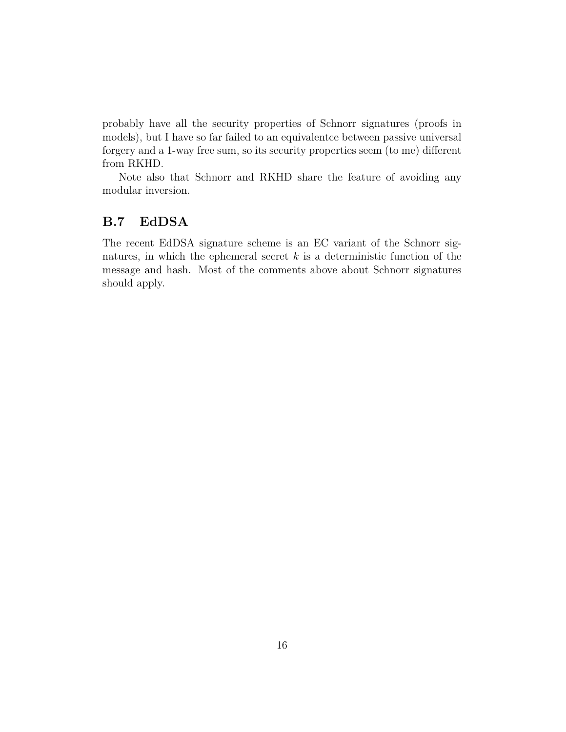probably have all the security properties of Schnorr signatures (proofs in models), but I have so far failed to an equivalentce between passive universal forgery and a 1-way free sum, so its security properties seem (to me) different from RKHD.

Note also that Schnorr and RKHD share the feature of avoiding any modular inversion.

## B.7 EdDSA

The recent EdDSA signature scheme is an EC variant of the Schnorr signatures, in which the ephemeral secret $k$ is a deterministic function of the message and hash. Most of the comments above about Schnorr signatures should apply.